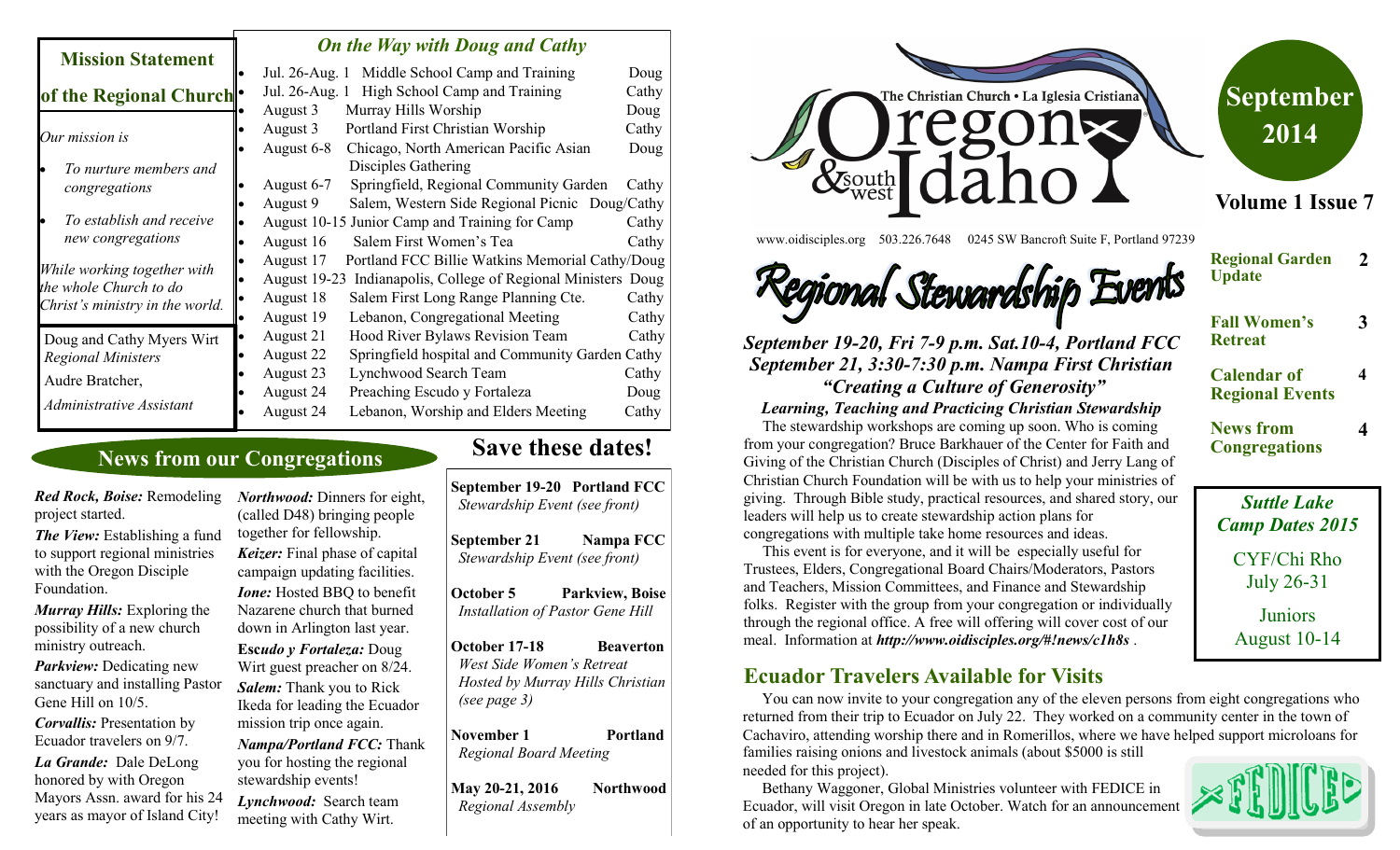## Mission Statement of the Regional Church

*Our mission is*

- *To nurture members and congregations*
- *To establish and receive new congregations*

*While working together with the whole Church to do Christ's ministry in the world.*

Doug and Cathy Myers Wirt
*Regional Ministers*

Audre Bratcher,
*Administrative Assistant*

## *On the Way with Doug and Cathy*

| Date | Event | Who |
|---|---|---|
| Jul. 26-Aug. 1 | Middle School Camp and Training | Doug |
| Jul. 26-Aug. 1 | High School Camp and Training | Cathy |
| August 3 | Murray Hills Worship | Doug |
| August 3 | Portland First Christian Worship | Cathy |
| August 6-8 | Chicago, North American Pacific Asian Disciples Gathering | Doug |
| August 6-7 | Springfield, Regional Community Garden | Cathy |
| August 9 | Salem, Western Side Regional Picnic | Doug/Cathy |
| August 10-15 | Junior Camp and Training for Camp | Cathy |
| August 16 | Salem First Women's Tea | Cathy |
| August 17 | Portland FCC Billie Watkins Memorial | Cathy/Doug |
| August 19-23 | Indianapolis, College of Regional Ministers | Doug |
| August 18 | Salem First Long Range Planning Cte. | Cathy |
| August 19 | Lebanon, Congregational Meeting | Cathy |
| August 21 | Hood River Bylaws Revision Team | Cathy |
| August 22 | Springfield hospital and Community Garden | Cathy |
| August 23 | Lynchwood Search Team | Cathy |
| August 24 | Preaching Escudo y Fortaleza | Doug |
| August 24 | Lebanon, Worship and Elders Meeting | Cathy |

## News from our Congregations

***Red Rock, Boise:*** Remodeling project started.

***The View:*** Establishing a fund to support regional ministries with the Oregon Disciple Foundation.

***Murray Hills:*** Exploring the possibility of a new church ministry outreach.

***Parkview:*** Dedicating new sanctuary and installing Pastor Gene Hill on 10/5.

***Corvallis:*** Presentation by Ecuador travelers on 9/7.

***La Grande:*** Dale DeLong honored by with Oregon Mayors Assn. award for his 24 years as mayor of Island City!

***Northwood:*** Dinners for eight, (called D48) bringing people together for fellowship.

***Keizer:*** Final phase of capital campaign updating facilities.

***Ione:*** Hosted BBQ to benefit Nazarene church that burned down in Arlington last year.

**Esc*udo y Fortaleza:*** Doug Wirt guest preacher on 8/24.

***Salem:*** Thank you to Rick Ikeda for leading the Ecuador mission trip once again.

***Nampa/Portland FCC:*** Thank you for hosting the regional stewardship events!

***Lynchwood:*** Search team meeting with Cathy Wirt.

## Save these dates!

**September 19-20 Portland FCC**
*Stewardship Event (see front)*

**September 21 Nampa FCC**
*Stewardship Event (see front)*

**October 5 Parkview, Boise**
*Installation of Pastor Gene Hill*

**October 17-18 Beaverton**
*West Side Women's Retreat Hosted by Murray Hills Christian (see page 3)*

**November 1 Portland**
*Regional Board Meeting*

**May 20-21, 2016 Northwood**
*Regional Assembly*

# The Christian Church • La Iglesia Cristiana — Oregon & southwest Idaho

www.oidisciples.org 503.226.7648 0245 SW Bancroft Suite F, Portland 97239

**September 2014**

**Volume 1 Issue 7**

| | |
|---|---|
| **Regional Garden Update** | **2** |
| **Fall Women's Retreat** | **3** |
| **Calendar of Regional Events** | **4** |
| **News from Congregations** | **4** |

## Regional Stewardship Events

***September 19-20, Fri 7-9 p.m. Sat.10-4, Portland FCC***
***September 21, 3:30-7:30 p.m. Nampa First Christian***
***"Creating a Culture of Generosity"***
***Learning, Teaching and Practicing Christian Stewardship***

The stewardship workshops are coming up soon. Who is coming from your congregation? Bruce Barkhauer of the Center for Faith and Giving of the Christian Church (Disciples of Christ) and Jerry Lang of Christian Church Foundation will be with us to help your ministries of giving. Through Bible study, practical resources, and shared story, our leaders will help us to create stewardship action plans for congregations with multiple take home resources and ideas.

This event is for everyone, and it will be especially useful for Trustees, Elders, Congregational Board Chairs/Moderators, Pastors and Teachers, Mission Committees, and Finance and Stewardship folks. Register with the group from your congregation or individually through the regional office. A free will offering will cover cost of our meal. Information at ***http://www.oidisciples.org/#!news/c1h8s*** .

### *Suttle Lake Camp Dates 2015*

CYF/Chi Rho
July 26-31

Juniors
August 10-14

## Ecuador Travelers Available for Visits

You can now invite to your congregation any of the eleven persons from eight congregations who returned from their trip to Ecuador on July 22. They worked on a community center in the town of Cachaviro, attending worship there and in Romerillos, where we have helped support microloans for families raising onions and livestock animals (about $5000 is still needed for this project).

Bethany Waggoner, Global Ministries volunteer with FEDICE in Ecuador, will visit Oregon in late October. Watch for an announcement of an opportunity to hear her speak.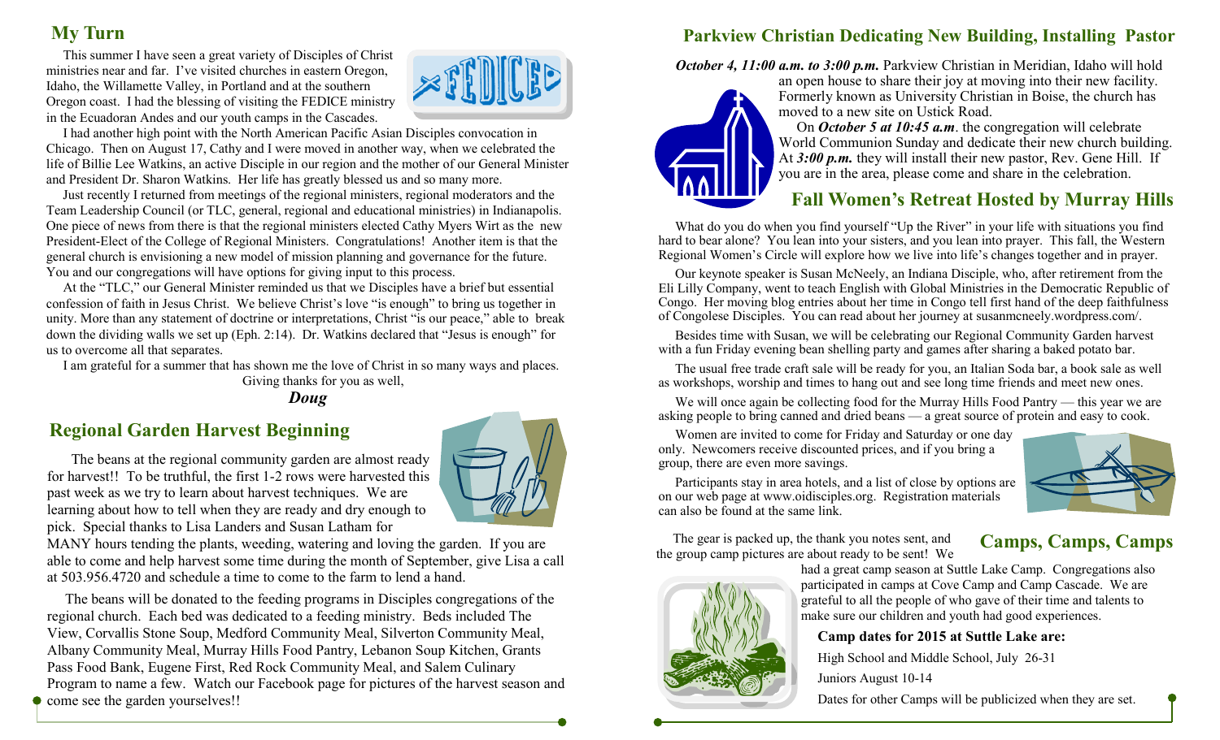## My Turn

This summer I have seen a great variety of Disciples of Christ ministries near and far. I've visited churches in eastern Oregon, Idaho, the Willamette Valley, in Portland and at the southern Oregon coast. I had the blessing of visiting the FEDICE ministry in the Ecuadoran Andes and our youth camps in the Cascades.

I had another high point with the North American Pacific Asian Disciples convocation in Chicago. Then on August 17, Cathy and I were moved in another way, when we celebrated the life of Billie Lee Watkins, an active Disciple in our region and the mother of our General Minister and President Dr. Sharon Watkins. Her life has greatly blessed us and so many more.

Just recently I returned from meetings of the regional ministers, regional moderators and the Team Leadership Council (or TLC, general, regional and educational ministries) in Indianapolis. One piece of news from there is that the regional ministers elected Cathy Myers Wirt as the new President-Elect of the College of Regional Ministers. Congratulations! Another item is that the general church is envisioning a new model of mission planning and governance for the future. You and our congregations will have options for giving input to this process.

At the "TLC," our General Minister reminded us that we Disciples have a brief but essential confession of faith in Jesus Christ. We believe Christ's love "is enough" to bring us together in unity. More than any statement of doctrine or interpretations, Christ "is our peace," able to break down the dividing walls we set up (Eph. 2:14). Dr. Watkins declared that "Jesus is enough" for us to overcome all that separates.

I am grateful for a summer that has shown me the love of Christ in so many ways and places.

Giving thanks for you as well,

***Doug***

## Regional Garden Harvest Beginning

The beans at the regional community garden are almost ready for harvest!! To be truthful, the first 1-2 rows were harvested this past week as we try to learn about harvest techniques. We are learning about how to tell when they are ready and dry enough to pick. Special thanks to Lisa Landers and Susan Latham for MANY hours tending the plants, weeding, watering and loving the garden. If you are able to come and help harvest some time during the month of September, give Lisa a call at 503.956.4720 and schedule a time to come to the farm to lend a hand.

The beans will be donated to the feeding programs in Disciples congregations of the regional church. Each bed was dedicated to a feeding ministry. Beds included The View, Corvallis Stone Soup, Medford Community Meal, Silverton Community Meal, Albany Community Meal, Murray Hills Food Pantry, Lebanon Soup Kitchen, Grants Pass Food Bank, Eugene First, Red Rock Community Meal, and Salem Culinary Program to name a few. Watch our Facebook page for pictures of the harvest season and come see the garden yourselves!!

## Parkview Christian Dedicating New Building, Installing Pastor

***October 4, 11:00 a.m. to 3:00 p.m.*** Parkview Christian in Meridian, Idaho will hold an open house to share their joy at moving into their new facility. Formerly known as University Christian in Boise, the church has moved to a new site on Ustick Road.

On ***October 5 at 10:45 a.m***. the congregation will celebrate World Communion Sunday and dedicate their new church building. At ***3:00 p.m.*** they will install their new pastor, Rev. Gene Hill. If you are in the area, please come and share in the celebration.

## Fall Women's Retreat Hosted by Murray Hills

What do you do when you find yourself "Up the River" in your life with situations you find hard to bear alone? You lean into your sisters, and you lean into prayer. This fall, the Western Regional Women's Circle will explore how we live into life's changes together and in prayer.

Our keynote speaker is Susan McNeely, an Indiana Disciple, who, after retirement from the Eli Lilly Company, went to teach English with Global Ministries in the Democratic Republic of Congo. Her moving blog entries about her time in Congo tell first hand of the deep faithfulness of Congolese Disciples. You can read about her journey at susanmcneely.wordpress.com/.

Besides time with Susan, we will be celebrating our Regional Community Garden harvest with a fun Friday evening bean shelling party and games after sharing a baked potato bar.

The usual free trade craft sale will be ready for you, an Italian Soda bar, a book sale as well as workshops, worship and times to hang out and see long time friends and meet new ones.

We will once again be collecting food for the Murray Hills Food Pantry — this year we are asking people to bring canned and dried beans — a great source of protein and easy to cook.

Women are invited to come for Friday and Saturday or one day only. Newcomers receive discounted prices, and if you bring a group, there are even more savings.

Participants stay in area hotels, and a list of close by options are on our web page at www.oidisciples.org. Registration materials can also be found at the same link.

## Camps, Camps, Camps

The gear is packed up, the thank you notes sent, and the group camp pictures are about ready to be sent! We had a great camp season at Suttle Lake Camp. Congregations also participated in camps at Cove Camp and Camp Cascade. We are grateful to all the people of who gave of their time and talents to make sure our children and youth had good experiences.

**Camp dates for 2015 at Suttle Lake are:**

High School and Middle School, July 26-31

Juniors August 10-14

Dates for other Camps will be publicized when they are set.